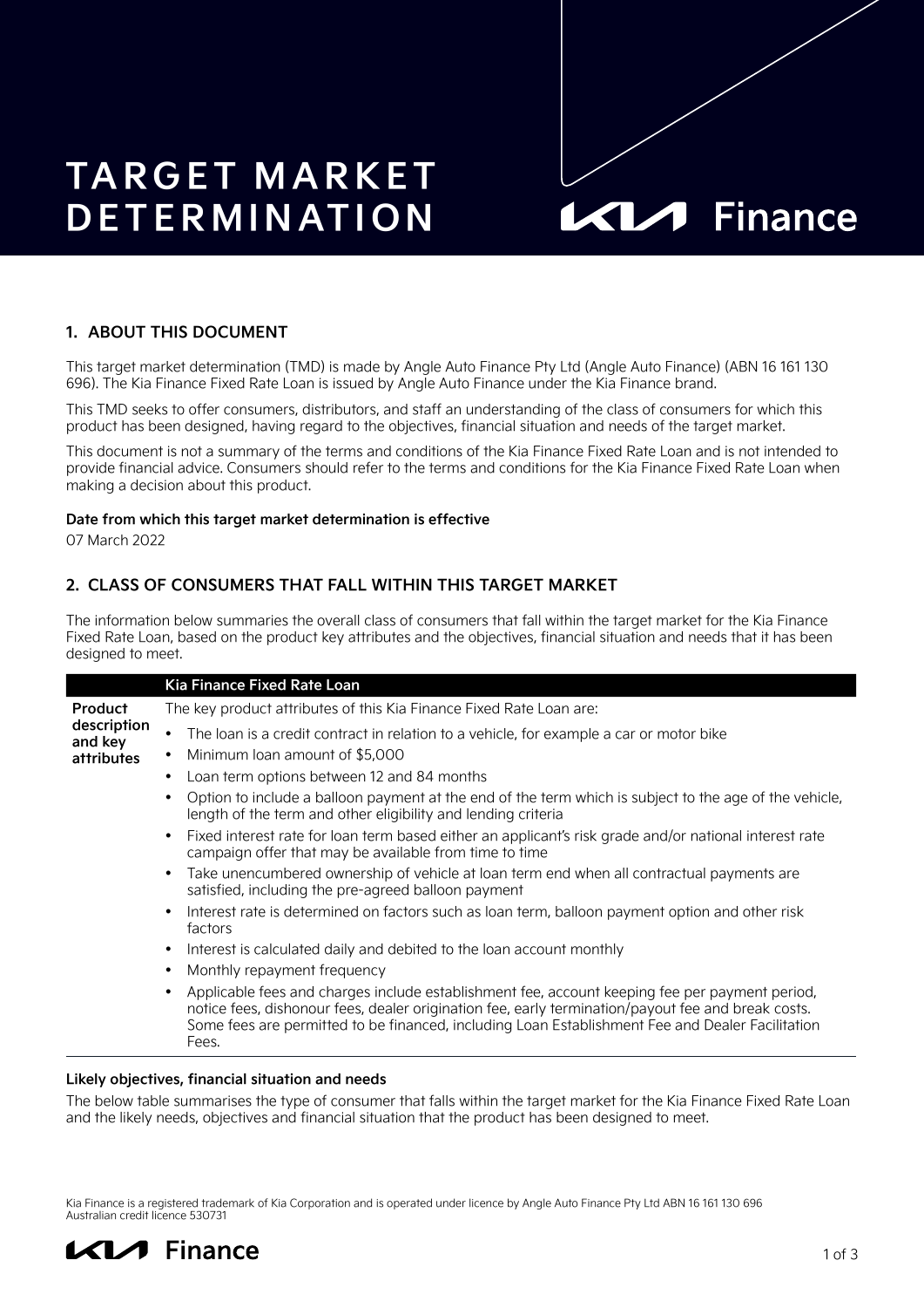# TARGET MARKET DETERMINATION

Kia Finance

## 1. ABOUT THIS DOCUMENT

This target market determination (TMD) is made by Angle Auto Finance Pty Ltd (Angle Auto Finance) (ABN 16 161 130 696). The Kia Finance Fixed Rate Loan is issued by Angle Auto Finance under the Kia Finance brand.

This TMD seeks to offer consumers, distributors, and staff an understanding of the class of consumers for which this product has been designed, having regard to the objectives, financial situation and needs of the target market.

This document is not a summary of the terms and conditions of the Kia Finance Fixed Rate Loan and is not intended to provide financial advice. Consumers should refer to the terms and conditions for the Kia Finance Fixed Rate Loan when making a decision about this product.

**Date from which this target market determination is effective**

07 March 2022

## 2. CLASS OF CONSUMERS THAT FALL WITHIN THIS TARGET MARKET

The information below summaries the overall class of consumers that fall within the target market for the Kia Finance Fixed Rate Loan, based on the product key attributes and the objectives, financial situation and needs that it has been designed to meet.

| | Kia Finance Fixed Rate Loan |
|---|---|
| **Product description and key attributes** | The key product attributes of this Kia Finance Fixed Rate Loan are:<br>• The loan is a credit contract in relation to a vehicle, for example a car or motor bike<br>• Minimum loan amount of $5,000<br>• Loan term options between 12 and 84 months<br>• Option to include a balloon payment at the end of the term which is subject to the age of the vehicle, length of the term and other eligibility and lending criteria<br>• Fixed interest rate for loan term based either an applicant's risk grade and/or national interest rate campaign offer that may be available from time to time<br>• Take unencumbered ownership of vehicle at loan term end when all contractual payments are satisfied, including the pre-agreed balloon payment<br>• Interest rate is determined on factors such as loan term, balloon payment option and other risk factors<br>• Interest is calculated daily and debited to the loan account monthly<br>• Monthly repayment frequency<br>• Applicable fees and charges include establishment fee, account keeping fee per payment period, notice fees, dishonour fees, dealer origination fee, early termination/payout fee and break costs. Some fees are permitted to be financed, including Loan Establishment Fee and Dealer Facilitation Fees. |

**Likely objectives, financial situation and needs**

The below table summarises the type of consumer that falls within the target market for the Kia Finance Fixed Rate Loan and the likely needs, objectives and financial situation that the product has been designed to meet.

Kia Finance is a registered trademark of Kia Corporation and is operated under licence by Angle Auto Finance Pty Ltd ABN 16 161 130 696 Australian credit licence 530731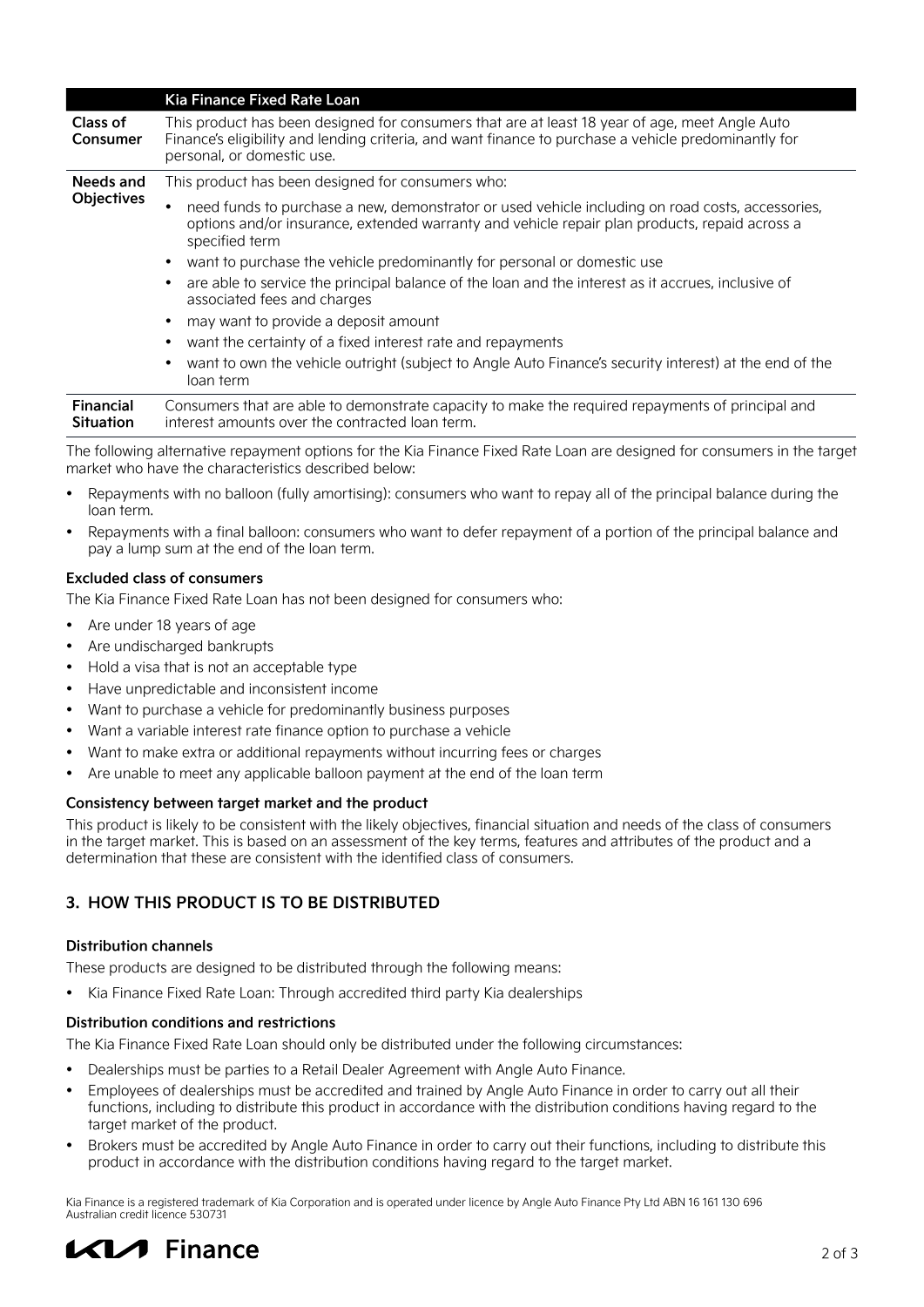| | Kia Finance Fixed Rate Loan |
|---|---|
| **Class of Consumer** | This product has been designed for consumers that are at least 18 year of age, meet Angle Auto Finance's eligibility and lending criteria, and want finance to purchase a vehicle predominantly for personal, or domestic use. |
| **Needs and Objectives** | This product has been designed for consumers who:<br>• need funds to purchase a new, demonstrator or used vehicle including on road costs, accessories, options and/or insurance, extended warranty and vehicle repair plan products, repaid across a specified term<br>• want to purchase the vehicle predominantly for personal or domestic use<br>• are able to service the principal balance of the loan and the interest as it accrues, inclusive of associated fees and charges<br>• may want to provide a deposit amount<br>• want the certainty of a fixed interest rate and repayments<br>• want to own the vehicle outright (subject to Angle Auto Finance's security interest) at the end of the loan term |
| **Financial Situation** | Consumers that are able to demonstrate capacity to make the required repayments of principal and interest amounts over the contracted loan term. |

The following alternative repayment options for the Kia Finance Fixed Rate Loan are designed for consumers in the target market who have the characteristics described below:

- Repayments with no balloon (fully amortising): consumers who want to repay all of the principal balance during the loan term.
- Repayments with a final balloon: consumers who want to defer repayment of a portion of the principal balance and pay a lump sum at the end of the loan term.

#### Excluded class of consumers

The Kia Finance Fixed Rate Loan has not been designed for consumers who:

- Are under 18 years of age
- Are undischarged bankrupts
- Hold a visa that is not an acceptable type
- Have unpredictable and inconsistent income
- Want to purchase a vehicle for predominantly business purposes
- Want a variable interest rate finance option to purchase a vehicle
- Want to make extra or additional repayments without incurring fees or charges
- Are unable to meet any applicable balloon payment at the end of the loan term

#### Consistency between target market and the product

This product is likely to be consistent with the likely objectives, financial situation and needs of the class of consumers in the target market. This is based on an assessment of the key terms, features and attributes of the product and a determination that these are consistent with the identified class of consumers.

## 3. HOW THIS PRODUCT IS TO BE DISTRIBUTED

#### Distribution channels

These products are designed to be distributed through the following means:

- Kia Finance Fixed Rate Loan: Through accredited third party Kia dealerships

#### Distribution conditions and restrictions

The Kia Finance Fixed Rate Loan should only be distributed under the following circumstances:

- Dealerships must be parties to a Retail Dealer Agreement with Angle Auto Finance.
- Employees of dealerships must be accredited and trained by Angle Auto Finance in order to carry out all their functions, including to distribute this product in accordance with the distribution conditions having regard to the target market of the product.
- Brokers must be accredited by Angle Auto Finance in order to carry out their functions, including to distribute this product in accordance with the distribution conditions having regard to the target market.

Kia Finance is a registered trademark of Kia Corporation and is operated under licence by Angle Auto Finance Pty Ltd ABN 16 161 130 696
Australian credit licence 530731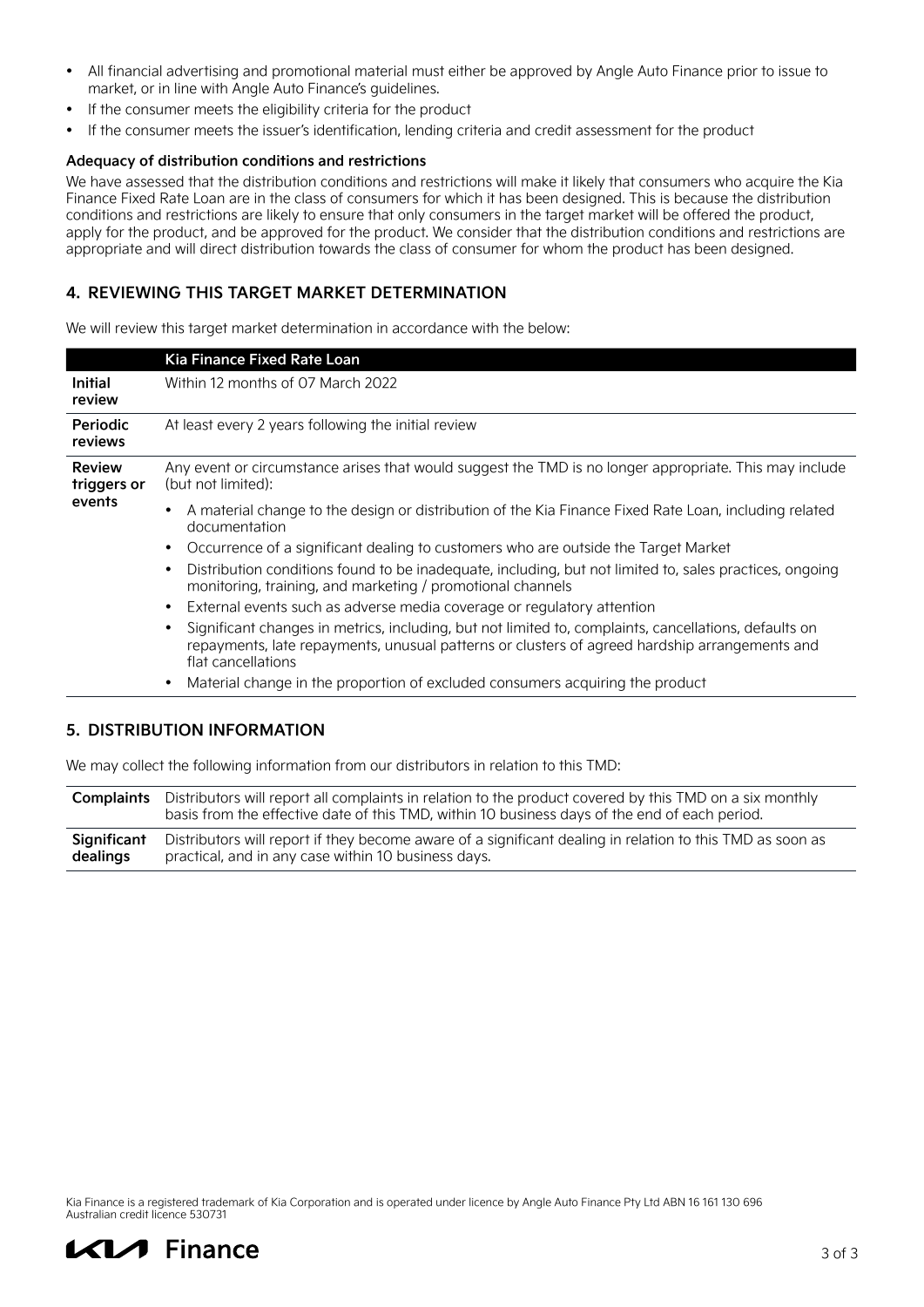- All financial advertising and promotional material must either be approved by Angle Auto Finance prior to issue to market, or in line with Angle Auto Finance's guidelines.
- If the consumer meets the eligibility criteria for the product
- If the consumer meets the issuer's identification, lending criteria and credit assessment for the product

**Adequacy of distribution conditions and restrictions**

We have assessed that the distribution conditions and restrictions will make it likely that consumers who acquire the Kia Finance Fixed Rate Loan are in the class of consumers for which it has been designed. This is because the distribution conditions and restrictions are likely to ensure that only consumers in the target market will be offered the product, apply for the product, and be approved for the product. We consider that the distribution conditions and restrictions are appropriate and will direct distribution towards the class of consumer for whom the product has been designed.

## 4. REVIEWING THIS TARGET MARKET DETERMINATION

We will review this target market determination in accordance with the below:

| | Kia Finance Fixed Rate Loan |
|---|---|
| **Initial review** | Within 12 months of 07 March 2022 |
| **Periodic reviews** | At least every 2 years following the initial review |
| **Review triggers or events** | Any event or circumstance arises that would suggest the TMD is no longer appropriate. This may include (but not limited):<br>• A material change to the design or distribution of the Kia Finance Fixed Rate Loan, including related documentation<br>• Occurrence of a significant dealing to customers who are outside the Target Market<br>• Distribution conditions found to be inadequate, including, but not limited to, sales practices, ongoing monitoring, training, and marketing / promotional channels<br>• External events such as adverse media coverage or regulatory attention<br>• Significant changes in metrics, including, but not limited to, complaints, cancellations, defaults on repayments, late repayments, unusual patterns or clusters of agreed hardship arrangements and flat cancellations<br>• Material change in the proportion of excluded consumers acquiring the product |

## 5. DISTRIBUTION INFORMATION

We may collect the following information from our distributors in relation to this TMD:

| | |
|---|---|
| **Complaints** | Distributors will report all complaints in relation to the product covered by this TMD on a six monthly basis from the effective date of this TMD, within 10 business days of the end of each period. |
| **Significant dealings** | Distributors will report if they become aware of a significant dealing in relation to this TMD as soon as practical, and in any case within 10 business days. |

Kia Finance is a registered trademark of Kia Corporation and is operated under licence by Angle Auto Finance Pty Ltd ABN 16 161 130 696
Australian credit licence 530731